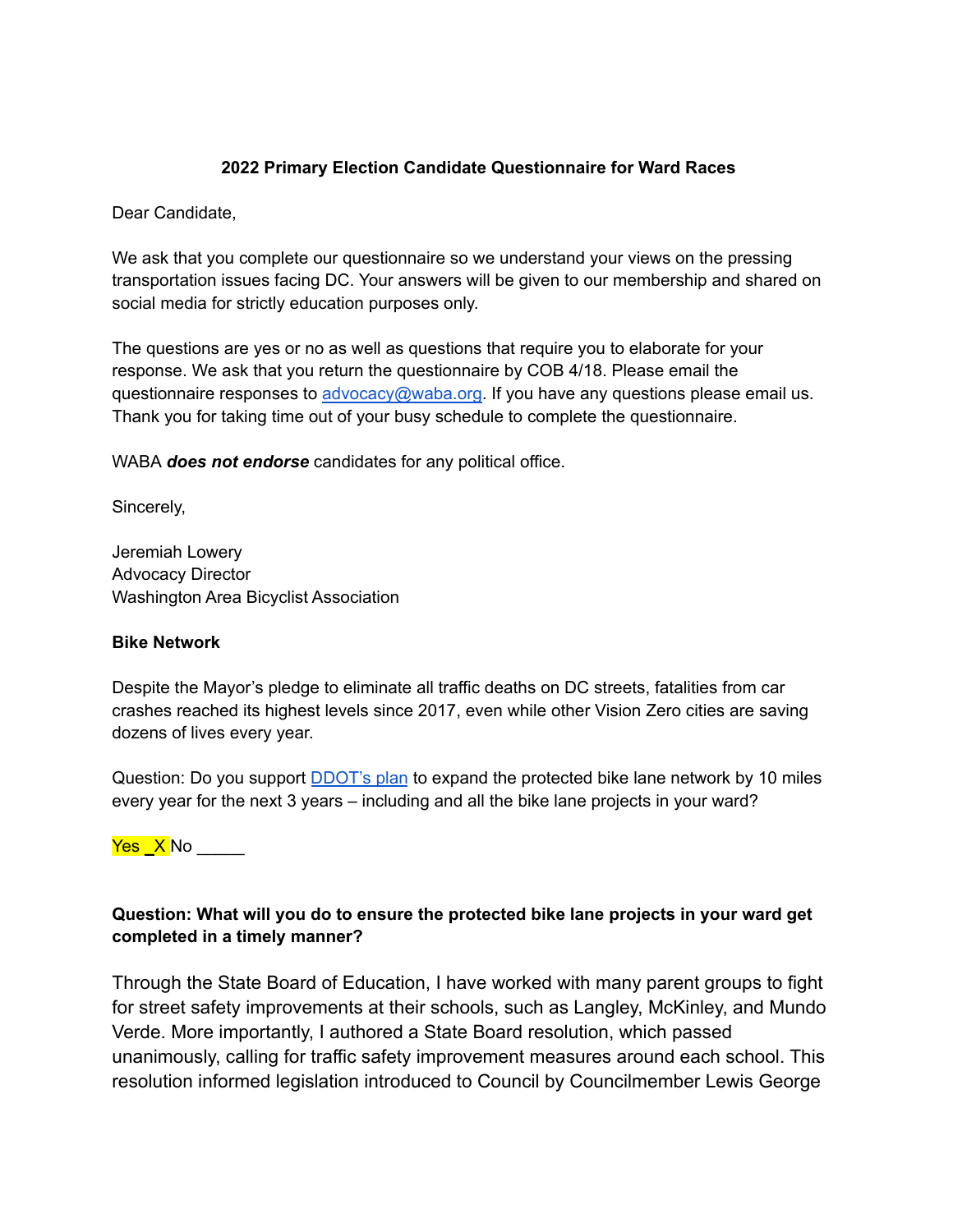**2022 Primary Election Candidate Questionnaire for Ward Races**

Dear Candidate,

We ask that you complete our questionnaire so we understand your views on the pressing transportation issues facing DC. Your answers will be given to our membership and shared on social media for strictly education purposes only.

The questions are yes or no as well as questions that require you to elaborate for your response. We ask that you return the questionnaire by COB 4/18. Please email the questionnaire responses to advocacy@waba.org. If you have any questions please email us. Thank you for taking time out of your busy schedule to complete the questionnaire.

WABA ***does not endorse*** candidates for any political office.

Sincerely,

Jeremiah Lowery
Advocacy Director
Washington Area Bicyclist Association

**Bike Network**

Despite the Mayor's pledge to eliminate all traffic deaths on DC streets, fatalities from car crashes reached its highest levels since 2017, even while other Vision Zero cities are saving dozens of lives every year.

Question: Do you support DDOT's plan to expand the protected bike lane network by 10 miles every year for the next 3 years – including and all the bike lane projects in your ward?

Yes _X No _____

**Question: What will you do to ensure the protected bike lane projects in your ward get completed in a timely manner?**

Through the State Board of Education, I have worked with many parent groups to fight for street safety improvements at their schools, such as Langley, McKinley, and Mundo Verde. More importantly, I authored a State Board resolution, which passed unanimously, calling for traffic safety improvement measures around each school. This resolution informed legislation introduced to Council by Councilmember Lewis George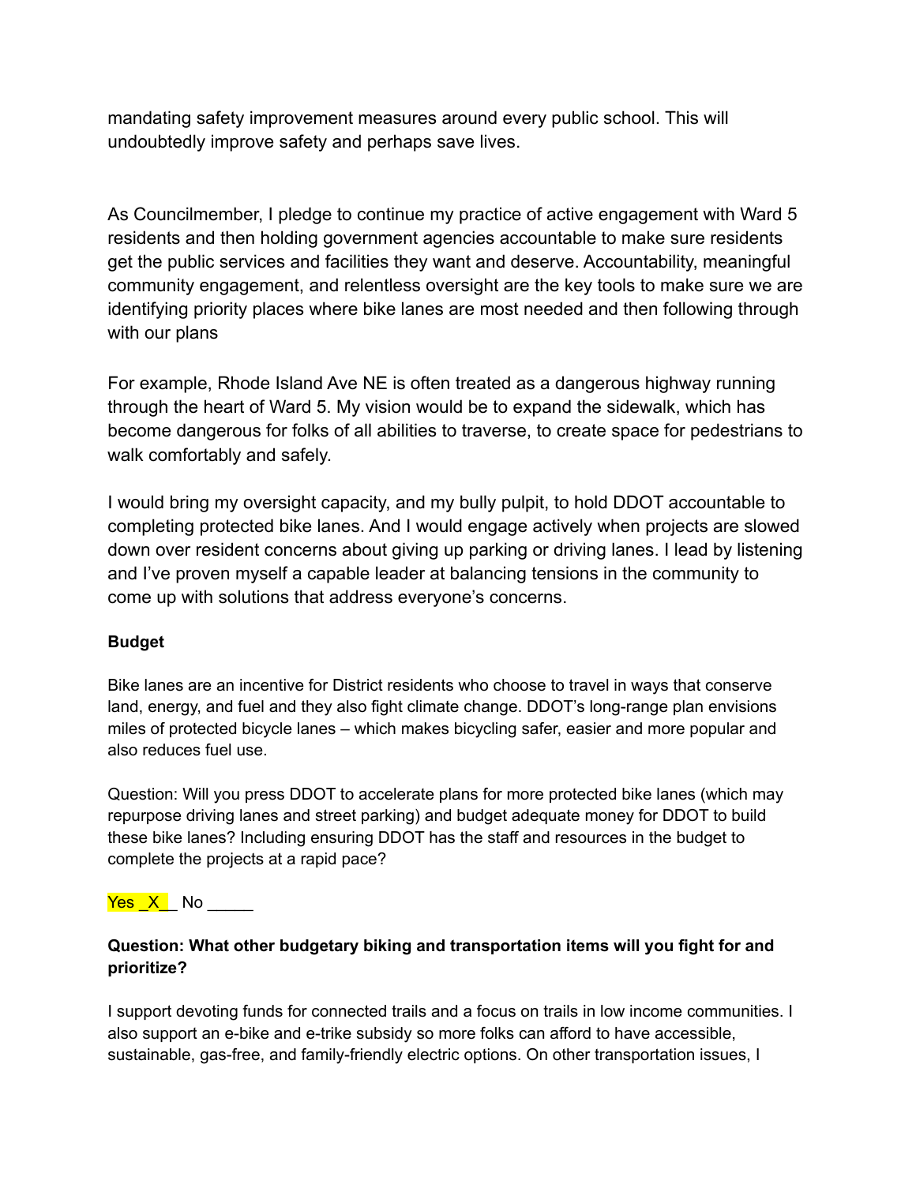mandating safety improvement measures around every public school. This will undoubtedly improve safety and perhaps save lives.

As Councilmember, I pledge to continue my practice of active engagement with Ward 5 residents and then holding government agencies accountable to make sure residents get the public services and facilities they want and deserve. Accountability, meaningful community engagement, and relentless oversight are the key tools to make sure we are identifying priority places where bike lanes are most needed and then following through with our plans

For example, Rhode Island Ave NE is often treated as a dangerous highway running through the heart of Ward 5. My vision would be to expand the sidewalk, which has become dangerous for folks of all abilities to traverse, to create space for pedestrians to walk comfortably and safely.

I would bring my oversight capacity, and my bully pulpit, to hold DDOT accountable to completing protected bike lanes. And I would engage actively when projects are slowed down over resident concerns about giving up parking or driving lanes. I lead by listening and I've proven myself a capable leader at balancing tensions in the community to come up with solutions that address everyone's concerns.

**Budget**

Bike lanes are an incentive for District residents who choose to travel in ways that conserve land, energy, and fuel and they also fight climate change. DDOT's long-range plan envisions miles of protected bicycle lanes – which makes bicycling safer, easier and more popular and also reduces fuel use.

Question: Will you press DDOT to accelerate plans for more protected bike lanes (which may repurpose driving lanes and street parking) and budget adequate money for DDOT to build these bike lanes? Including ensuring DDOT has the staff and resources in the budget to complete the projects at a rapid pace?

Yes _X__ No _____

**Question: What other budgetary biking and transportation items will you fight for and prioritize?**

I support devoting funds for connected trails and a focus on trails in low income communities. I also support an e-bike and e-trike subsidy so more folks can afford to have accessible, sustainable, gas-free, and family-friendly electric options. On other transportation issues, I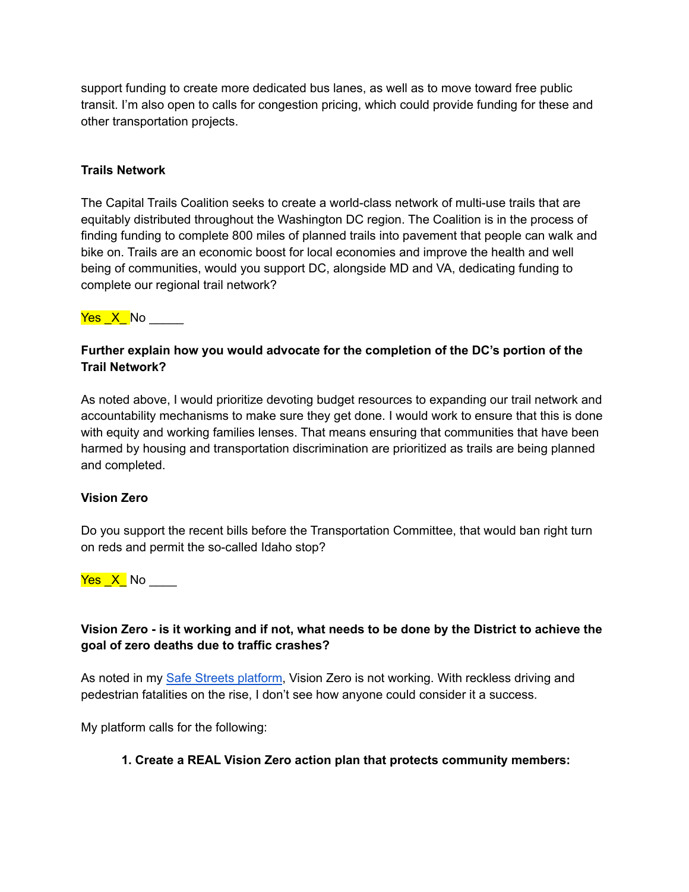support funding to create more dedicated bus lanes, as well as to move toward free public transit. I'm also open to calls for congestion pricing, which could provide funding for these and other transportation projects.

**Trails Network**

The Capital Trails Coalition seeks to create a world-class network of multi-use trails that are equitably distributed throughout the Washington DC region. The Coalition is in the process of finding funding to complete 800 miles of planned trails into pavement that people can walk and bike on. Trails are an economic boost for local economies and improve the health and well being of communities, would you support DC, alongside MD and VA, dedicating funding to complete our regional trail network?

Yes _X_ No _____

**Further explain how you would advocate for the completion of the DC's portion of the Trail Network?**

As noted above, I would prioritize devoting budget resources to expanding our trail network and accountability mechanisms to make sure they get done. I would work to ensure that this is done with equity and working families lenses. That means ensuring that communities that have been harmed by housing and transportation discrimination are prioritized as trails are being planned and completed.

**Vision Zero**

Do you support the recent bills before the Transportation Committee, that would ban right turn on reds and permit the so-called Idaho stop?

Yes _X_ No ____

**Vision Zero - is it working and if not, what needs to be done by the District to achieve the goal of zero deaths due to traffic crashes?**

As noted in my Safe Streets platform, Vision Zero is not working. With reckless driving and pedestrian fatalities on the rise, I don't see how anyone could consider it a success.

My platform calls for the following:

1. **Create a REAL Vision Zero action plan that protects community members:**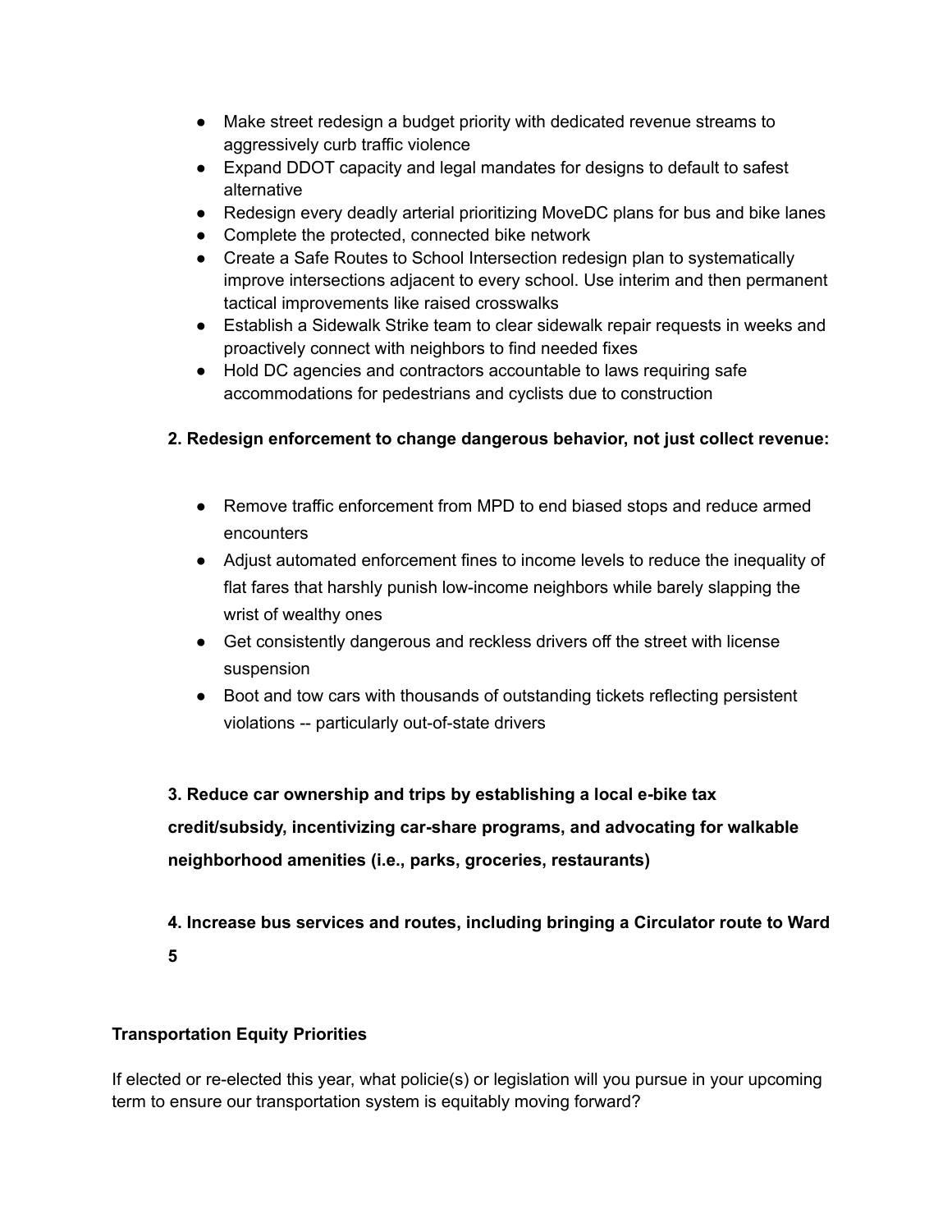- Make street redesign a budget priority with dedicated revenue streams to aggressively curb traffic violence
- Expand DDOT capacity and legal mandates for designs to default to safest alternative
- Redesign every deadly arterial prioritizing MoveDC plans for bus and bike lanes
- Complete the protected, connected bike network
- Create a Safe Routes to School Intersection redesign plan to systematically improve intersections adjacent to every school. Use interim and then permanent tactical improvements like raised crosswalks
- Establish a Sidewalk Strike team to clear sidewalk repair requests in weeks and proactively connect with neighbors to find needed fixes
- Hold DC agencies and contractors accountable to laws requiring safe accommodations for pedestrians and cyclists due to construction

**2. Redesign enforcement to change dangerous behavior, not just collect revenue:**

- Remove traffic enforcement from MPD to end biased stops and reduce armed encounters
- Adjust automated enforcement fines to income levels to reduce the inequality of flat fares that harshly punish low-income neighbors while barely slapping the wrist of wealthy ones
- Get consistently dangerous and reckless drivers off the street with license suspension
- Boot and tow cars with thousands of outstanding tickets reflecting persistent violations -- particularly out-of-state drivers

**3. Reduce car ownership and trips by establishing a local e-bike tax credit/subsidy, incentivizing car-share programs, and advocating for walkable neighborhood amenities (i.e., parks, groceries, restaurants)**

**4. Increase bus services and routes, including bringing a Circulator route to Ward 5**

**Transportation Equity Priorities**

If elected or re-elected this year, what policie(s) or legislation will you pursue in your upcoming term to ensure our transportation system is equitably moving forward?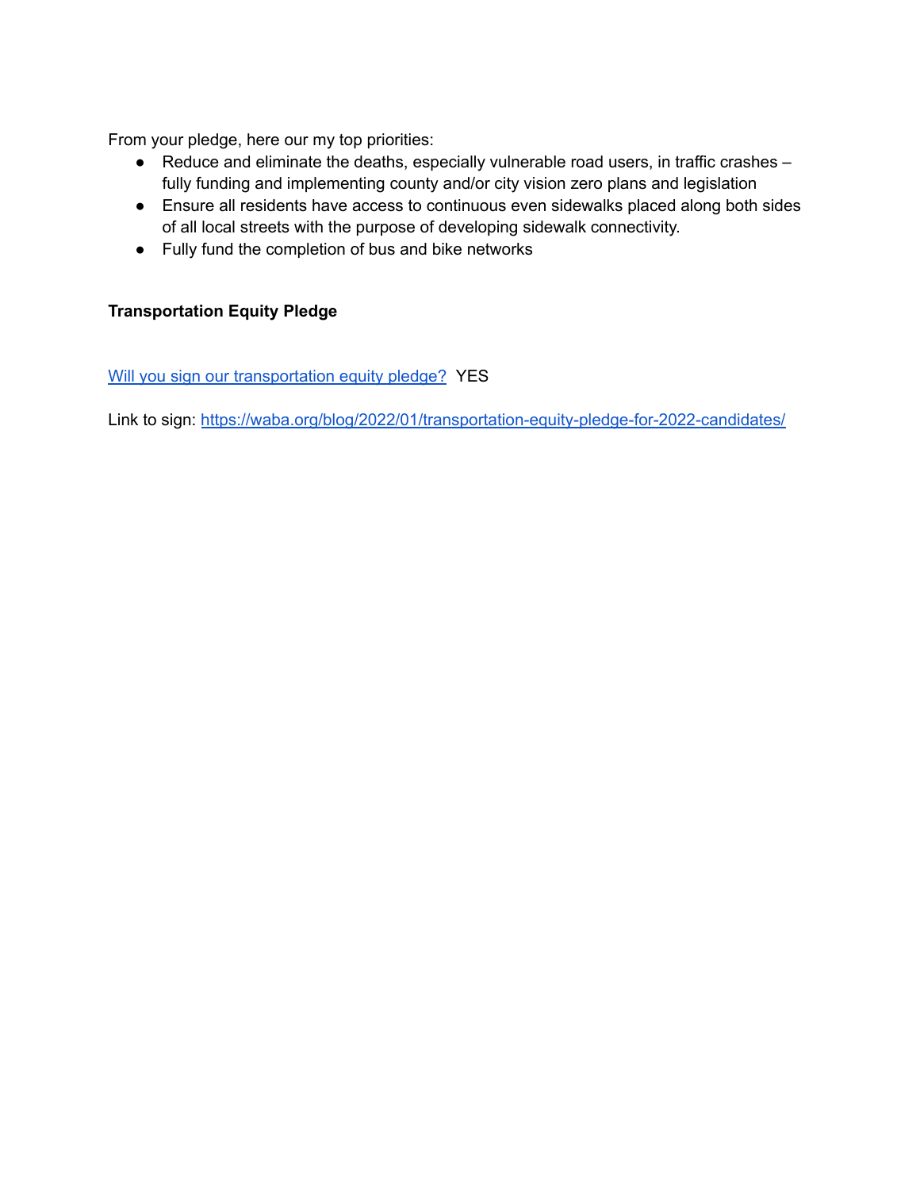From your pledge, here our my top priorities:

- Reduce and eliminate the deaths, especially vulnerable road users, in traffic crashes – fully funding and implementing county and/or city vision zero plans and legislation
- Ensure all residents have access to continuous even sidewalks placed along both sides of all local streets with the purpose of developing sidewalk connectivity.
- Fully fund the completion of bus and bike networks

**Transportation Equity Pledge**

[Will you sign our transportation equity pledge?](https://waba.org/blog/2022/01/transportation-equity-pledge-for-2022-candidates/) YES

Link to sign: [https://waba.org/blog/2022/01/transportation-equity-pledge-for-2022-candidates/](https://waba.org/blog/2022/01/transportation-equity-pledge-for-2022-candidates/)